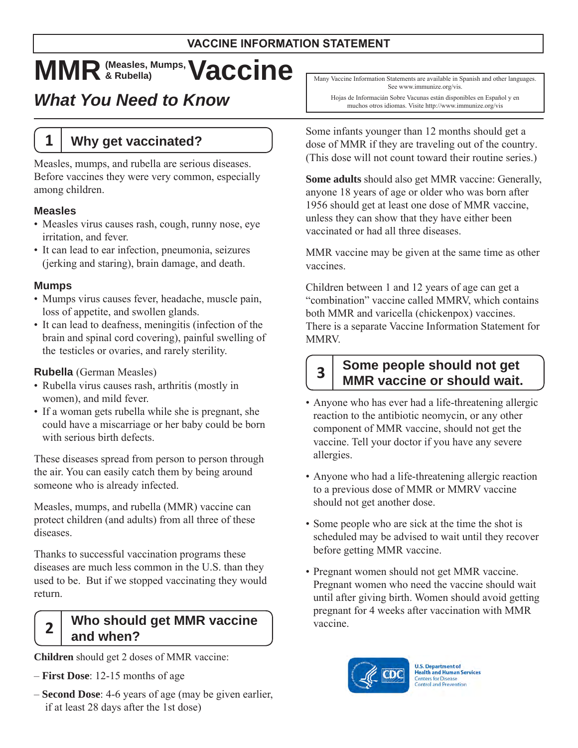VACCINE INFORMATION STATEMENT

# MMR (Measles, Mumps, & Rubella) Vaccine

## *What You Need to Know*

Many Vaccine Information Statements are available in Spanish and other languages. See www.immunize.org/vis.

Hojas de Información Sobre Vacunas están disponibles en Español y en muchos otros idiomas. Visite http://www.immunize.org/vis

## 1 Why get vaccinated?

Measles, mumps, and rubella are serious diseases. Before vaccines they were very common, especially among children.

### Measles

- Measles virus causes rash, cough, runny nose, eye irritation, and fever.
- It can lead to ear infection, pneumonia, seizures (jerking and staring), brain damage, and death.

### Mumps

- Mumps virus causes fever, headache, muscle pain, loss of appetite, and swollen glands.
- It can lead to deafness, meningitis (infection of the brain and spinal cord covering), painful swelling of the testicles or ovaries, and rarely sterility.

### Rubella (German Measles)

- Rubella virus causes rash, arthritis (mostly in women), and mild fever.
- If a woman gets rubella while she is pregnant, she could have a miscarriage or her baby could be born with serious birth defects.

These diseases spread from person to person through the air. You can easily catch them by being around someone who is already infected.

Measles, mumps, and rubella (MMR) vaccine can protect children (and adults) from all three of these diseases.

Thanks to successful vaccination programs these diseases are much less common in the U.S. than they used to be. But if we stopped vaccinating they would return.

## 2 Who should get MMR vaccine and when?

**Children** should get 2 doses of MMR vaccine:

– **First Dose**: 12-15 months of age

– **Second Dose**: 4-6 years of age (may be given earlier, if at least 28 days after the 1st dose)

Some infants younger than 12 months should get a dose of MMR if they are traveling out of the country. (This dose will not count toward their routine series.)

**Some adults** should also get MMR vaccine: Generally, anyone 18 years of age or older who was born after 1956 should get at least one dose of MMR vaccine, unless they can show that they have either been vaccinated or had all three diseases.

MMR vaccine may be given at the same time as other vaccines.

Children between 1 and 12 years of age can get a "combination" vaccine called MMRV, which contains both MMR and varicella (chickenpox) vaccines. There is a separate Vaccine Information Statement for MMRV.

## 3 Some people should not get MMR vaccine or should wait.

- Anyone who has ever had a life-threatening allergic reaction to the antibiotic neomycin, or any other component of MMR vaccine, should not get the vaccine. Tell your doctor if you have any severe allergies.

- Anyone who had a life-threatening allergic reaction to a previous dose of MMR or MMRV vaccine should not get another dose.

- Some people who are sick at the time the shot is scheduled may be advised to wait until they recover before getting MMR vaccine.

- Pregnant women should not get MMR vaccine. Pregnant women who need the vaccine should wait until after giving birth. Women should avoid getting pregnant for 4 weeks after vaccination with MMR vaccine.

U.S. Department of Health and Human Services
Centers for Disease Control and Prevention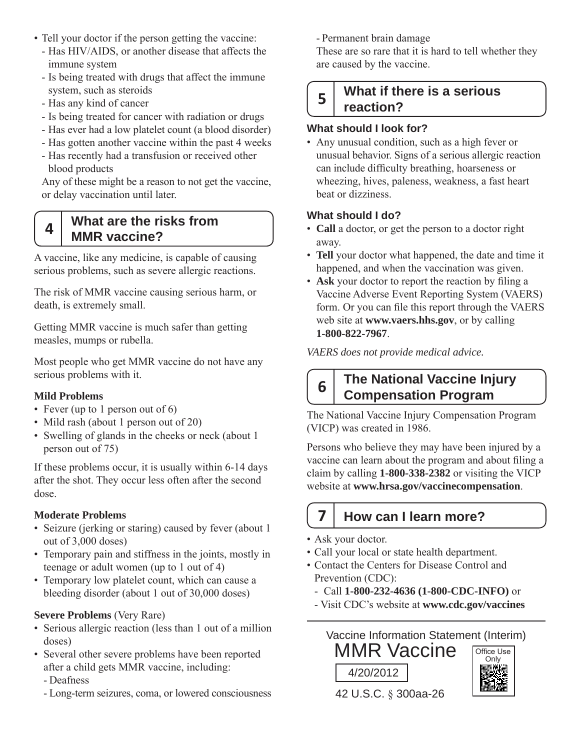- Tell your doctor if the person getting the vaccine:
  - Has HIV/AIDS, or another disease that affects the immune system
  - Is being treated with drugs that affect the immune system, such as steroids
  - Has any kind of cancer
  - Is being treated for cancer with radiation or drugs
  - Has ever had a low platelet count (a blood disorder)
  - Has gotten another vaccine within the past 4 weeks
  - Has recently had a transfusion or received other blood products

  Any of these might be a reason to not get the vaccine, or delay vaccination until later.

## 4 What are the risks from MMR vaccine?

A vaccine, like any medicine, is capable of causing serious problems, such as severe allergic reactions.

The risk of MMR vaccine causing serious harm, or death, is extremely small.

Getting MMR vaccine is much safer than getting measles, mumps or rubella.

Most people who get MMR vaccine do not have any serious problems with it.

**Mild Problems**

- Fever (up to 1 person out of 6)
- Mild rash (about 1 person out of 20)
- Swelling of glands in the cheeks or neck (about 1 person out of 75)

If these problems occur, it is usually within 6-14 days after the shot. They occur less often after the second dose.

**Moderate Problems**

- Seizure (jerking or staring) caused by fever (about 1 out of 3,000 doses)
- Temporary pain and stiffness in the joints, mostly in teenage or adult women (up to 1 out of 4)
- Temporary low platelet count, which can cause a bleeding disorder (about 1 out of 30,000 doses)

**Severe Problems** (Very Rare)

- Serious allergic reaction (less than 1 out of a million doses)
- Several other severe problems have been reported after a child gets MMR vaccine, including:
  - Deafness
  - Long-term seizures, coma, or lowered consciousness
  - Permanent brain damage

  These are so rare that it is hard to tell whether they are caused by the vaccine.

## 5 What if there is a serious reaction?

### What should I look for?

- Any unusual condition, such as a high fever or unusual behavior. Signs of a serious allergic reaction can include difficulty breathing, hoarseness or wheezing, hives, paleness, weakness, a fast heart beat or dizziness.

### What should I do?

- **Call** a doctor, or get the person to a doctor right away.
- **Tell** your doctor what happened, the date and time it happened, and when the vaccination was given.
- **Ask** your doctor to report the reaction by filing a Vaccine Adverse Event Reporting System (VAERS) form. Or you can file this report through the VAERS web site at **www.vaers.hhs.gov**, or by calling **1-800-822-7967**.

*VAERS does not provide medical advice.*

## 6 The National Vaccine Injury Compensation Program

The National Vaccine Injury Compensation Program (VICP) was created in 1986.

Persons who believe they may have been injured by a vaccine can learn about the program and about filing a claim by calling **1-800-338-2382** or visiting the VICP website at **www.hrsa.gov/vaccinecompensation**.

## 7 How can I learn more?

- Ask your doctor.
- Call your local or state health department.
- Contact the Centers for Disease Control and Prevention (CDC):
  - Call **1-800-232-4636 (1-800-CDC-INFO)** or
  - Visit CDC's website at **www.cdc.gov/vaccines**

Vaccine Information Statement (Interim)

MMR Vaccine

4/20/2012

42 U.S.C. § 300aa-26

Office Use Only